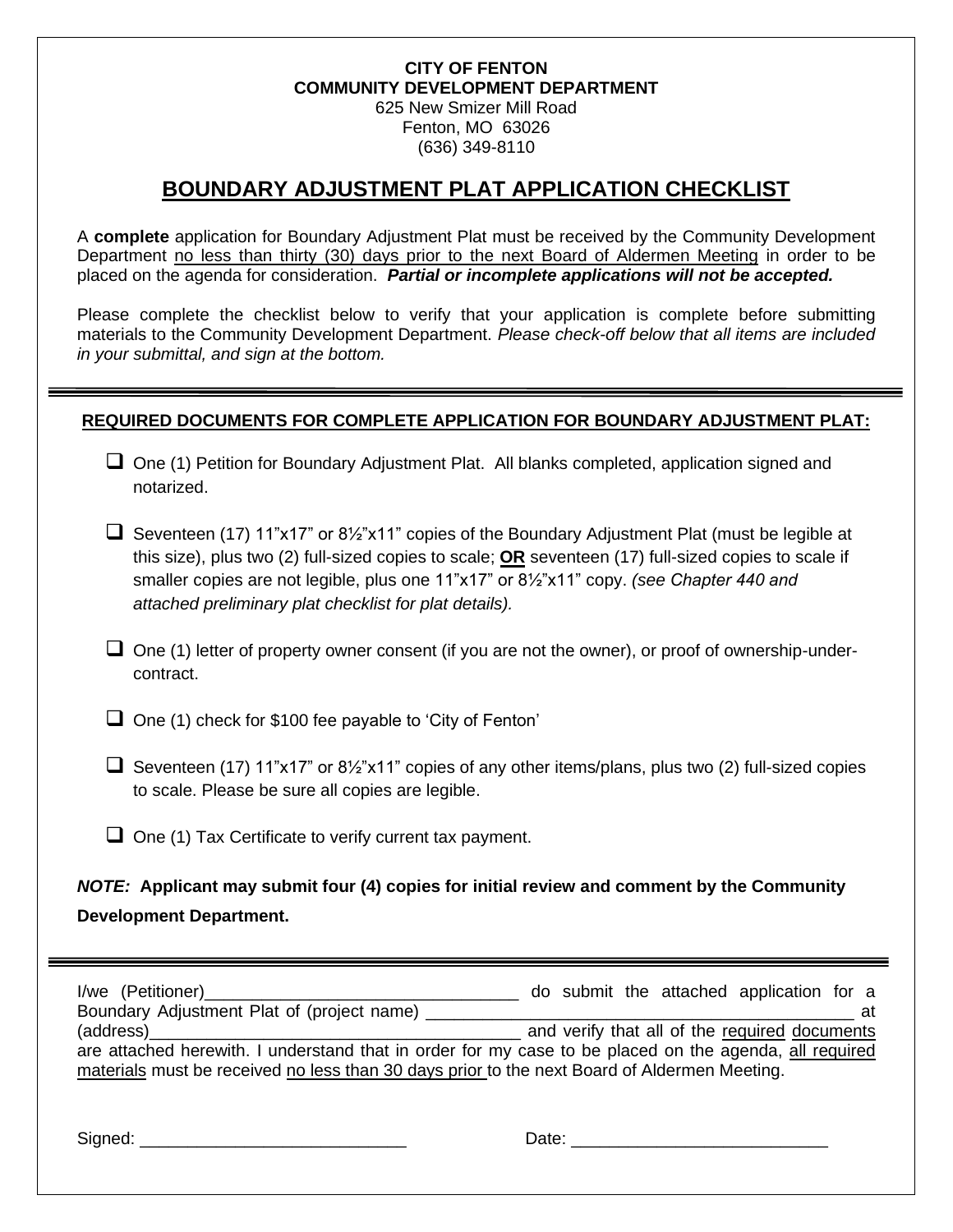**CITY OF FENTON**
**COMMUNITY DEVELOPMENT DEPARTMENT**
625 New Smizer Mill Road
Fenton, MO 63026
(636) 349-8110

# BOUNDARY ADJUSTMENT PLAT APPLICATION CHECKLIST

A **complete** application for Boundary Adjustment Plat must be received by the Community Development Department no less than thirty (30) days prior to the next Board of Aldermen Meeting in order to be placed on the agenda for consideration. ***Partial or incomplete applications will not be accepted.***

Please complete the checklist below to verify that your application is complete before submitting materials to the Community Development Department. *Please check-off below that all items are included in your submittal, and sign at the bottom.*

---

**REQUIRED DOCUMENTS FOR COMPLETE APPLICATION FOR BOUNDARY ADJUSTMENT PLAT:**

- ☐ One (1) Petition for Boundary Adjustment Plat. All blanks completed, application signed and notarized.
- ☐ Seventeen (17) 11"x17" or 8½"x11" copies of the Boundary Adjustment Plat (must be legible at this size), plus two (2) full-sized copies to scale; **OR** seventeen (17) full-sized copies to scale if smaller copies are not legible, plus one 11"x17" or 8½"x11" copy. *(see Chapter 440 and attached preliminary plat checklist for plat details).*
- ☐ One (1) letter of property owner consent (if you are not the owner), or proof of ownership-under-contract.
- ☐ One (1) check for $100 fee payable to 'City of Fenton'
- ☐ Seventeen (17) 11"x17" or 8½"x11" copies of any other items/plans, plus two (2) full-sized copies to scale. Please be sure all copies are legible.
- ☐ One (1) Tax Certificate to verify current tax payment.

***NOTE:*** **Applicant may submit four (4) copies for initial review and comment by the Community Development Department.**

---

I/we (Petitioner)\_\_\_\_\_\_\_\_\_\_\_\_\_\_\_\_\_\_\_\_\_\_\_\_\_\_\_\_\_\_ do submit the attached application for a Boundary Adjustment Plat of (project name) \_\_\_\_\_\_\_\_\_\_\_\_\_\_\_\_\_\_\_\_\_\_\_\_\_\_\_\_\_\_\_\_\_\_\_\_\_\_\_\_ at (address)\_\_\_\_\_\_\_\_\_\_\_\_\_\_\_\_\_\_\_\_\_\_\_\_\_\_\_\_\_\_\_\_\_\_\_\_ and verify that all of the required documents are attached herewith. I understand that in order for my case to be placed on the agenda, all required materials must be received no less than 30 days prior to the next Board of Aldermen Meeting.

Signed: \_\_\_\_\_\_\_\_\_\_\_\_\_\_\_\_\_\_\_\_\_\_\_\_\_\_ Date: \_\_\_\_\_\_\_\_\_\_\_\_\_\_\_\_\_\_\_\_\_\_\_\_\_\_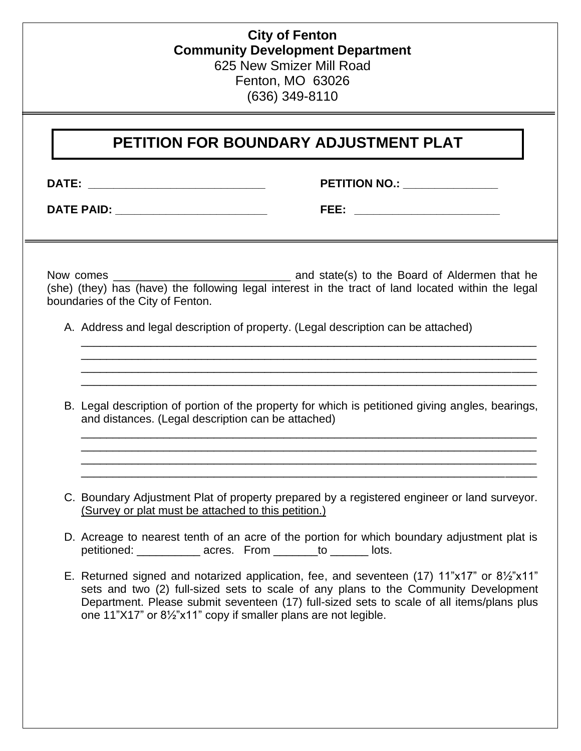**City of Fenton**
**Community Development Department**
625 New Smizer Mill Road
Fenton, MO 63026
(636) 349-8110

# PETITION FOR BOUNDARY ADJUSTMENT PLAT

**DATE:** ____________________________ **PETITION NO.:** _______________

**DATE PAID:** ________________________ **FEE:** _______________________

Now comes ____________________________ and state(s) to the Board of Aldermen that he (she) (they) has (have) the following legal interest in the tract of land located within the legal boundaries of the City of Fenton.

A. Address and legal description of property. (Legal description can be attached)
____________________________________________________________________________
____________________________________________________________________________
____________________________________________________________________________
____________________________________________________________________________

B. Legal description of portion of the property for which is petitioned giving angles, bearings, and distances. (Legal description can be attached)
____________________________________________________________________________
____________________________________________________________________________
____________________________________________________________________________
____________________________________________________________________________

C. Boundary Adjustment Plat of property prepared by a registered engineer or land surveyor. <u>(Survey or plat must be attached to this petition.)</u>

D. Acreage to nearest tenth of an acre of the portion for which boundary adjustment plat is petitioned: __________ acres. From _______to ______ lots.

E. Returned signed and notarized application, fee, and seventeen (17) 11"x17" or 8½"x11" sets and two (2) full-sized sets to scale of any plans to the Community Development Department. Please submit seventeen (17) full-sized sets to scale of all items/plans plus one 11"X17" or 8½"x11" copy if smaller plans are not legible.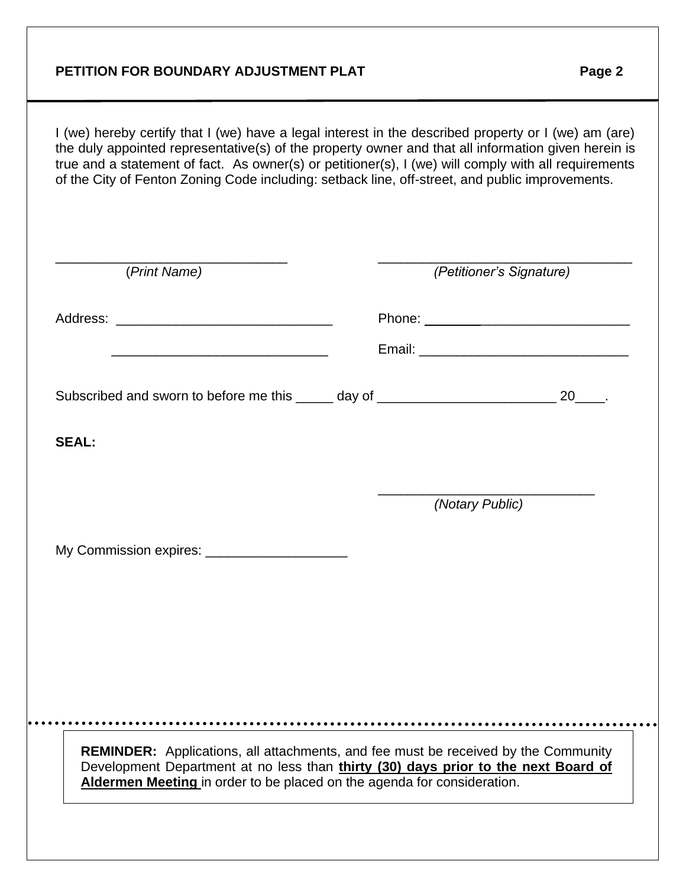**PETITION FOR BOUNDARY ADJUSTMENT PLAT** **Page 2**

I (we) hereby certify that I (we) have a legal interest in the described property or I (we) am (are) the duly appointed representative(s) of the property owner and that all information given herein is true and a statement of fact. As owner(s) or petitioner(s), I (we) will comply with all requirements of the City of Fenton Zoning Code including: setback line, off-street, and public improvements.

_______________________________ (*Print Name*)

__________________________________ (*Petitioner's Signature*)

Address: _____________________________

_____________________________

Phone: ____________________________

Email: ____________________________

Subscribed and sworn to before me this _____ day of ________________________ 20____.

**SEAL:**

_____________________________ (*Notary Public*)

My Commission expires: ___________________

**REMINDER:** Applications, all attachments, and fee must be received by the Community Development Department at no less than **thirty (30) days prior to the next Board of Aldermen Meeting** in order to be placed on the agenda for consideration.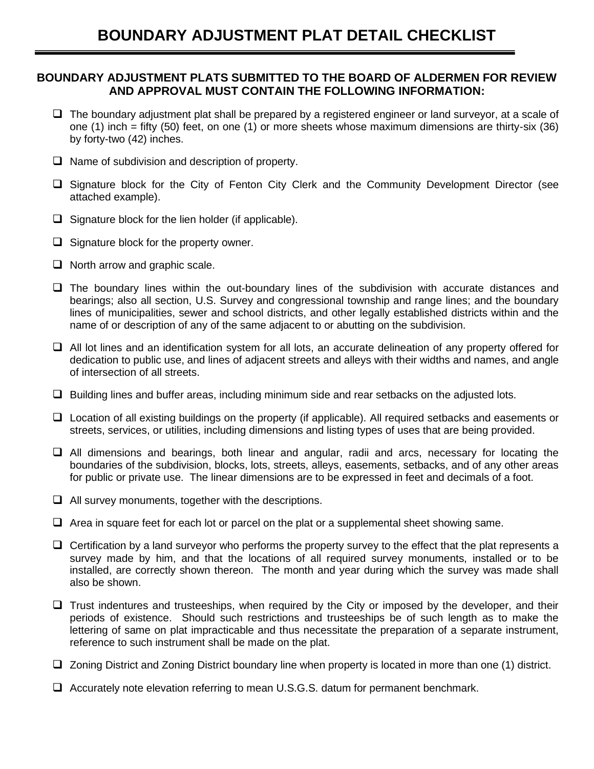# BOUNDARY ADJUSTMENT PLAT DETAIL CHECKLIST

**BOUNDARY ADJUSTMENT PLATS SUBMITTED TO THE BOARD OF ALDERMEN FOR REVIEW AND APPROVAL MUST CONTAIN THE FOLLOWING INFORMATION:**

- ❑ The boundary adjustment plat shall be prepared by a registered engineer or land surveyor, at a scale of one (1) inch = fifty (50) feet, on one (1) or more sheets whose maximum dimensions are thirty-six (36) by forty-two (42) inches.
- ❑ Name of subdivision and description of property.
- ❑ Signature block for the City of Fenton City Clerk and the Community Development Director (see attached example).
- ❑ Signature block for the lien holder (if applicable).
- ❑ Signature block for the property owner.
- ❑ North arrow and graphic scale.
- ❑ The boundary lines within the out-boundary lines of the subdivision with accurate distances and bearings; also all section, U.S. Survey and congressional township and range lines; and the boundary lines of municipalities, sewer and school districts, and other legally established districts within and the name of or description of any of the same adjacent to or abutting on the subdivision.
- ❑ All lot lines and an identification system for all lots, an accurate delineation of any property offered for dedication to public use, and lines of adjacent streets and alleys with their widths and names, and angle of intersection of all streets.
- ❑ Building lines and buffer areas, including minimum side and rear setbacks on the adjusted lots.
- ❑ Location of all existing buildings on the property (if applicable). All required setbacks and easements or streets, services, or utilities, including dimensions and listing types of uses that are being provided.
- ❑ All dimensions and bearings, both linear and angular, radii and arcs, necessary for locating the boundaries of the subdivision, blocks, lots, streets, alleys, easements, setbacks, and of any other areas for public or private use. The linear dimensions are to be expressed in feet and decimals of a foot.
- ❑ All survey monuments, together with the descriptions.
- ❑ Area in square feet for each lot or parcel on the plat or a supplemental sheet showing same.
- ❑ Certification by a land surveyor who performs the property survey to the effect that the plat represents a survey made by him, and that the locations of all required survey monuments, installed or to be installed, are correctly shown thereon. The month and year during which the survey was made shall also be shown.
- ❑ Trust indentures and trusteeships, when required by the City or imposed by the developer, and their periods of existence. Should such restrictions and trusteeships be of such length as to make the lettering of same on plat impracticable and thus necessitate the preparation of a separate instrument, reference to such instrument shall be made on the plat.
- ❑ Zoning District and Zoning District boundary line when property is located in more than one (1) district.
- ❑ Accurately note elevation referring to mean U.S.G.S. datum for permanent benchmark.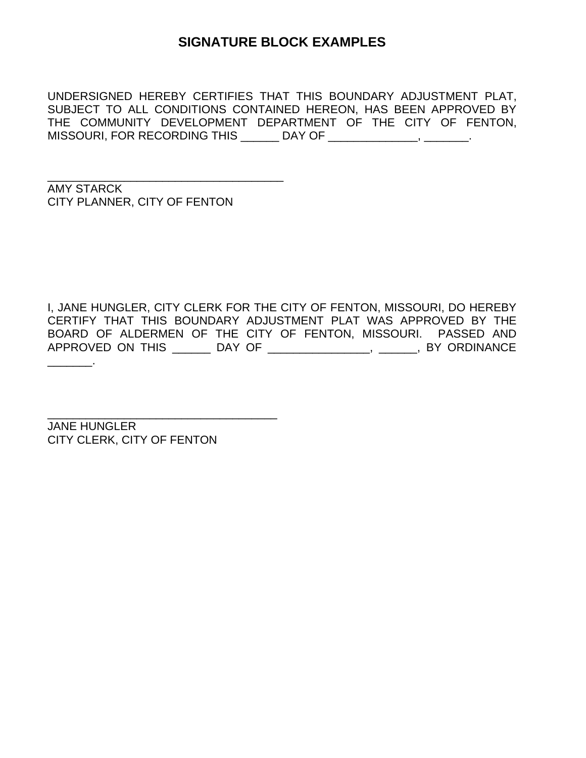# SIGNATURE BLOCK EXAMPLES

UNDERSIGNED HEREBY CERTIFIES THAT THIS BOUNDARY ADJUSTMENT PLAT, SUBJECT TO ALL CONDITIONS CONTAINED HEREON, HAS BEEN APPROVED BY THE COMMUNITY DEVELOPMENT DEPARTMENT OF THE CITY OF FENTON, MISSOURI, FOR RECORDING THIS ______ DAY OF ______________, _______.

_____________________________________
AMY STARCK
CITY PLANNER, CITY OF FENTON

I, JANE HUNGLER, CITY CLERK FOR THE CITY OF FENTON, MISSOURI, DO HEREBY CERTIFY THAT THIS BOUNDARY ADJUSTMENT PLAT WAS APPROVED BY THE BOARD OF ALDERMEN OF THE CITY OF FENTON, MISSOURI. PASSED AND APPROVED ON THIS ______ DAY OF ________________, ______, BY ORDINANCE _______.

_____________________________________
JANE HUNGLER
CITY CLERK, CITY OF FENTON